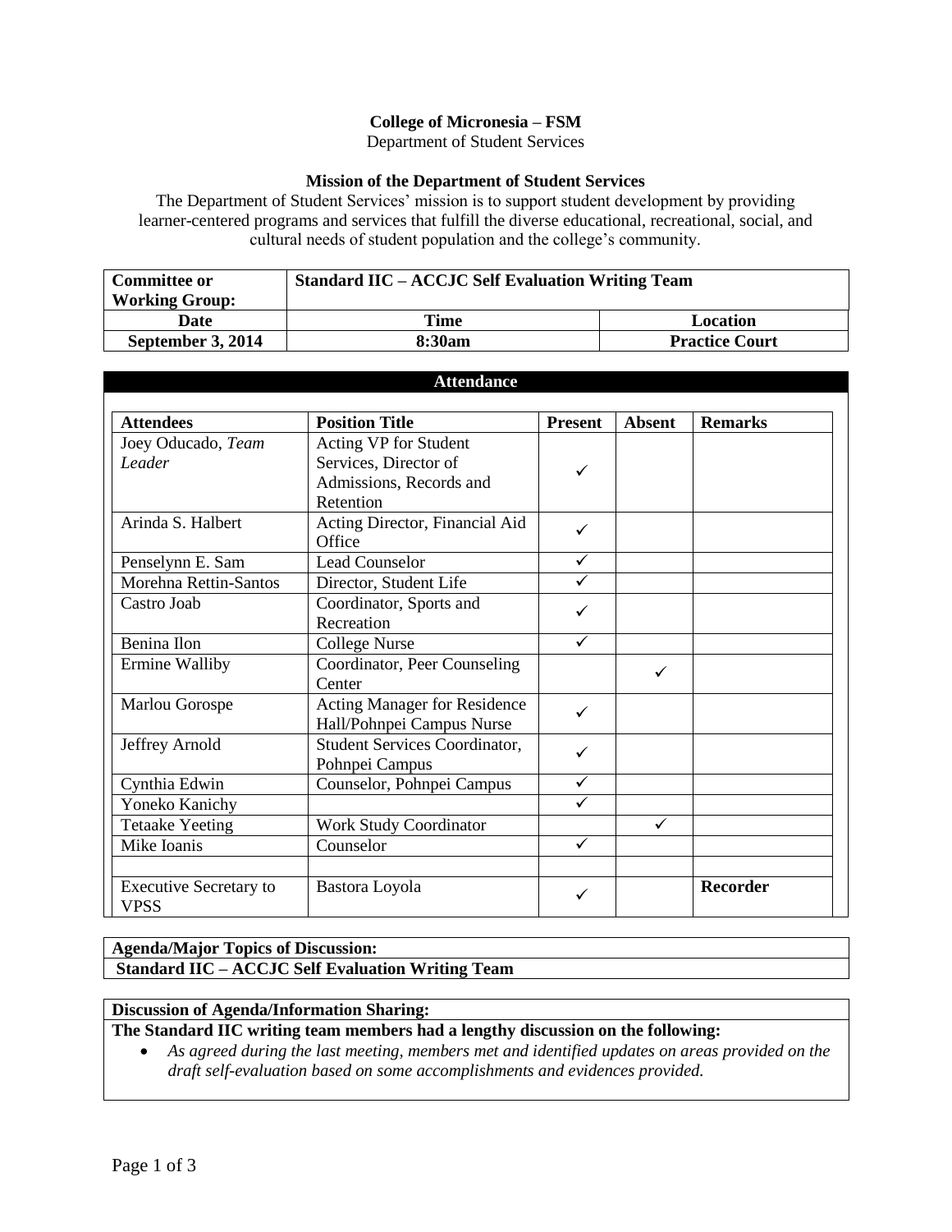**College of Micronesia – FSM**

Department of Student Services

**Mission of the Department of Student Services**

The Department of Student Services' mission is to support student development by providing learner-centered programs and services that fulfill the diverse educational, recreational, social, and cultural needs of student population and the college's community.

| **Committee or Working Group:** | **Standard IIC – ACCJC Self Evaluation Writing Team** | |
|---|---|---|
| **Date** | **Time** | **Location** |
| **September 3, 2014** | **8:30am** | **Practice Court** |

**Attendance**

| **Attendees** | **Position Title** | **Present** | **Absent** | **Remarks** |
|---|---|---|---|---|
| Joey Oducado, *Team Leader* | Acting VP for Student Services, Director of Admissions, Records and Retention | ✓ | | |
| Arinda S. Halbert | Acting Director, Financial Aid Office | ✓ | | |
| Penselynn E. Sam | Lead Counselor | ✓ | | |
| Morehna Rettin-Santos | Director, Student Life | ✓ | | |
| Castro Joab | Coordinator, Sports and Recreation | ✓ | | |
| Benina Ilon | College Nurse | ✓ | | |
| Ermine Walliby | Coordinator, Peer Counseling Center | | ✓ | |
| Marlou Gorospe | Acting Manager for Residence Hall/Pohnpei Campus Nurse | ✓ | | |
| Jeffrey Arnold | Student Services Coordinator, Pohnpei Campus | ✓ | | |
| Cynthia Edwin | Counselor, Pohnpei Campus | ✓ | | |
| Yoneko Kanichy | | ✓ | | |
| Tetaake Yeeting | Work Study Coordinator | | ✓ | |
| Mike Ioanis | Counselor | ✓ | | |
| | | | | |
| Executive Secretary to VPSS | Bastora Loyola | ✓ | | **Recorder** |

**Agenda/Major Topics of Discussion:**

**Standard IIC – ACCJC Self Evaluation Writing Team**

**Discussion of Agenda/Information Sharing:**

**The Standard IIC writing team members had a lengthy discussion on the following:**

- *As agreed during the last meeting, members met and identified updates on areas provided on the draft self-evaluation based on some accomplishments and evidences provided.*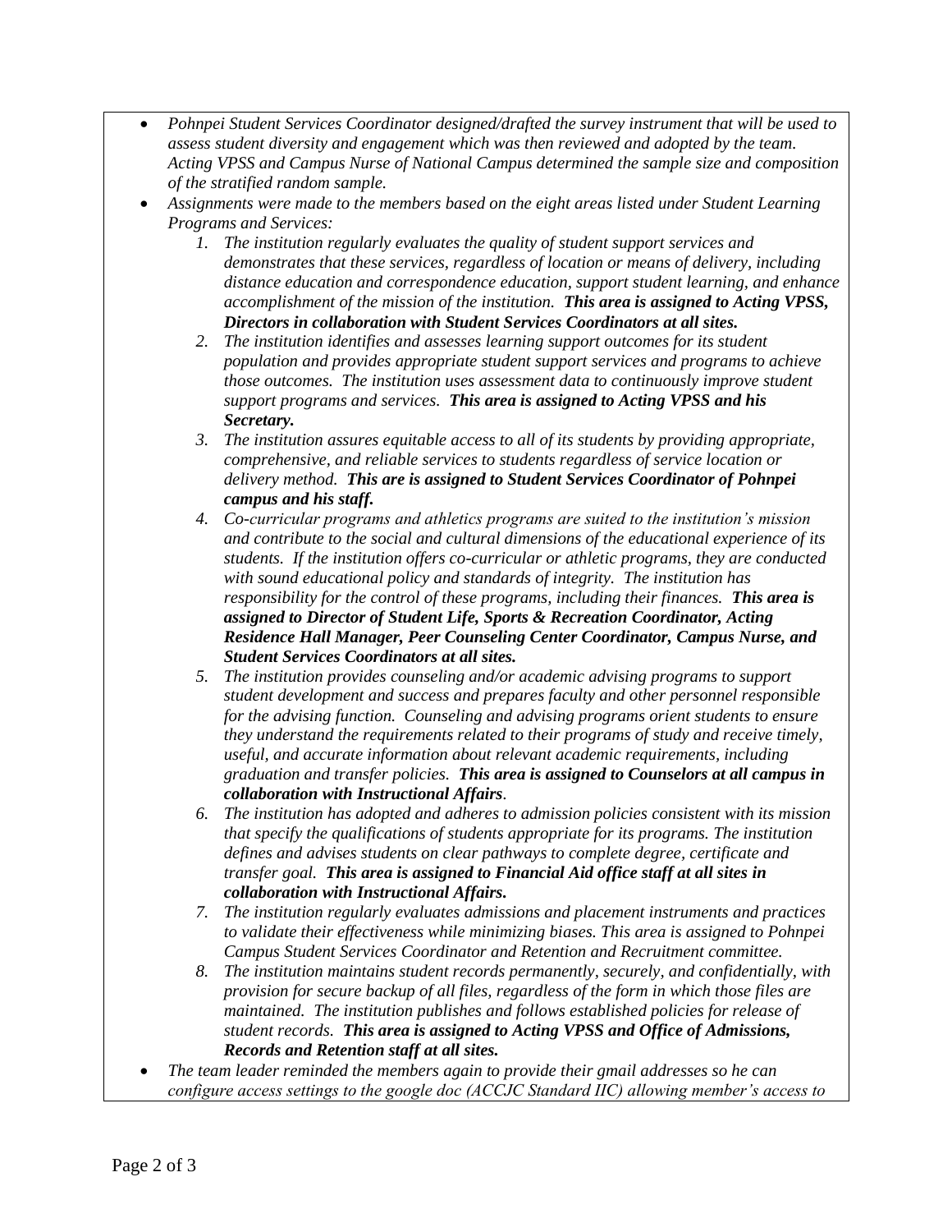- *Pohnpei Student Services Coordinator designed/drafted the survey instrument that will be used to assess student diversity and engagement which was then reviewed and adopted by the team. Acting VPSS and Campus Nurse of National Campus determined the sample size and composition of the stratified random sample.*
- *Assignments were made to the members based on the eight areas listed under Student Learning Programs and Services:*
    1. *The institution regularly evaluates the quality of student support services and demonstrates that these services, regardless of location or means of delivery, including distance education and correspondence education, support student learning, and enhance accomplishment of the mission of the institution.* ***This area is assigned to Acting VPSS, Directors in collaboration with Student Services Coordinators at all sites.***
    2. *The institution identifies and assesses learning support outcomes for its student population and provides appropriate student support services and programs to achieve those outcomes. The institution uses assessment data to continuously improve student support programs and services.* ***This area is assigned to Acting VPSS and his Secretary.***
    3. *The institution assures equitable access to all of its students by providing appropriate, comprehensive, and reliable services to students regardless of service location or delivery method.* ***This are is assigned to Student Services Coordinator of Pohnpei campus and his staff.***
    4. *Co-curricular programs and athletics programs are suited to the institution's mission and contribute to the social and cultural dimensions of the educational experience of its students. If the institution offers co-curricular or athletic programs, they are conducted with sound educational policy and standards of integrity. The institution has responsibility for the control of these programs, including their finances.* ***This area is assigned to Director of Student Life, Sports & Recreation Coordinator, Acting Residence Hall Manager, Peer Counseling Center Coordinator, Campus Nurse, and Student Services Coordinators at all sites.***
    5. *The institution provides counseling and/or academic advising programs to support student development and success and prepares faculty and other personnel responsible for the advising function. Counseling and advising programs orient students to ensure they understand the requirements related to their programs of study and receive timely, useful, and accurate information about relevant academic requirements, including graduation and transfer policies.* ***This area is assigned to Counselors at all campus in collaboration with Instructional Affairs****.*
    6. *The institution has adopted and adheres to admission policies consistent with its mission that specify the qualifications of students appropriate for its programs. The institution defines and advises students on clear pathways to complete degree, certificate and transfer goal.* ***This area is assigned to Financial Aid office staff at all sites in collaboration with Instructional Affairs.***
    7. *The institution regularly evaluates admissions and placement instruments and practices to validate their effectiveness while minimizing biases. This area is assigned to Pohnpei Campus Student Services Coordinator and Retention and Recruitment committee.*
    8. *The institution maintains student records permanently, securely, and confidentially, with provision for secure backup of all files, regardless of the form in which those files are maintained. The institution publishes and follows established policies for release of student records.* ***This area is assigned to Acting VPSS and Office of Admissions, Records and Retention staff at all sites.***
- *The team leader reminded the members again to provide their gmail addresses so he can configure access settings to the google doc (ACCJC Standard IIC) allowing member's access to*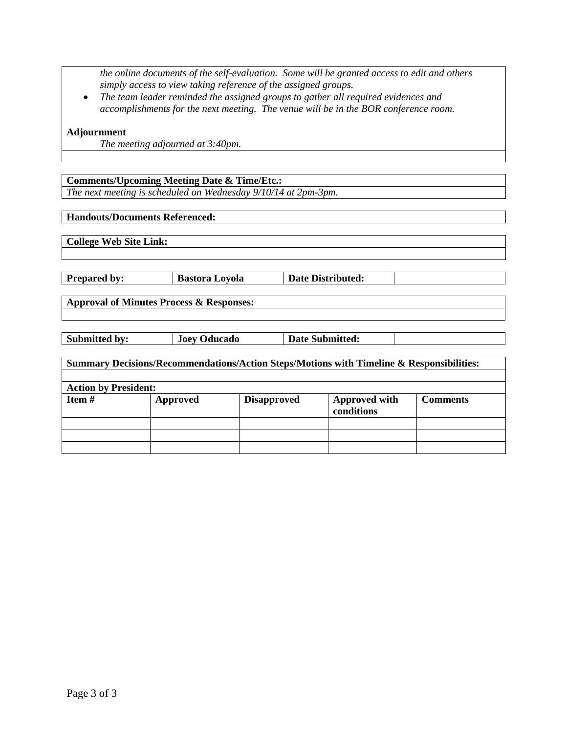*the online documents of the self-evaluation. Some will be granted access to edit and others simply access to view taking reference of the assigned groups.*

- *The team leader reminded the assigned groups to gather all required evidences and accomplishments for the next meeting. The venue will be in the BOR conference room.*

**Adjournment**

*The meeting adjourned at 3:40pm.*

**Comments/Upcoming Meeting Date & Time/Etc.:**

*The next meeting is scheduled on Wednesday 9/10/14 at 2pm-3pm.*

**Handouts/Documents Referenced:**

**College Web Site Link:**

| | | | |
|---|---|---|---|
| **Prepared by:** | **Bastora Loyola** | **Date Distributed:** | |

**Approval of Minutes Process & Responses:**

| | | | |
|---|---|---|---|
| **Submitted by:** | **Joey Oducado** | **Date Submitted:** | |

**Summary Decisions/Recommendations/Action Steps/Motions with Timeline & Responsibilities:**

**Action by President:**

| **Item #** | **Approved** | **Disapproved** | **Approved with conditions** | **Comments** |
|---|---|---|---|---|
| | | | | |
| | | | | |
| | | | | |